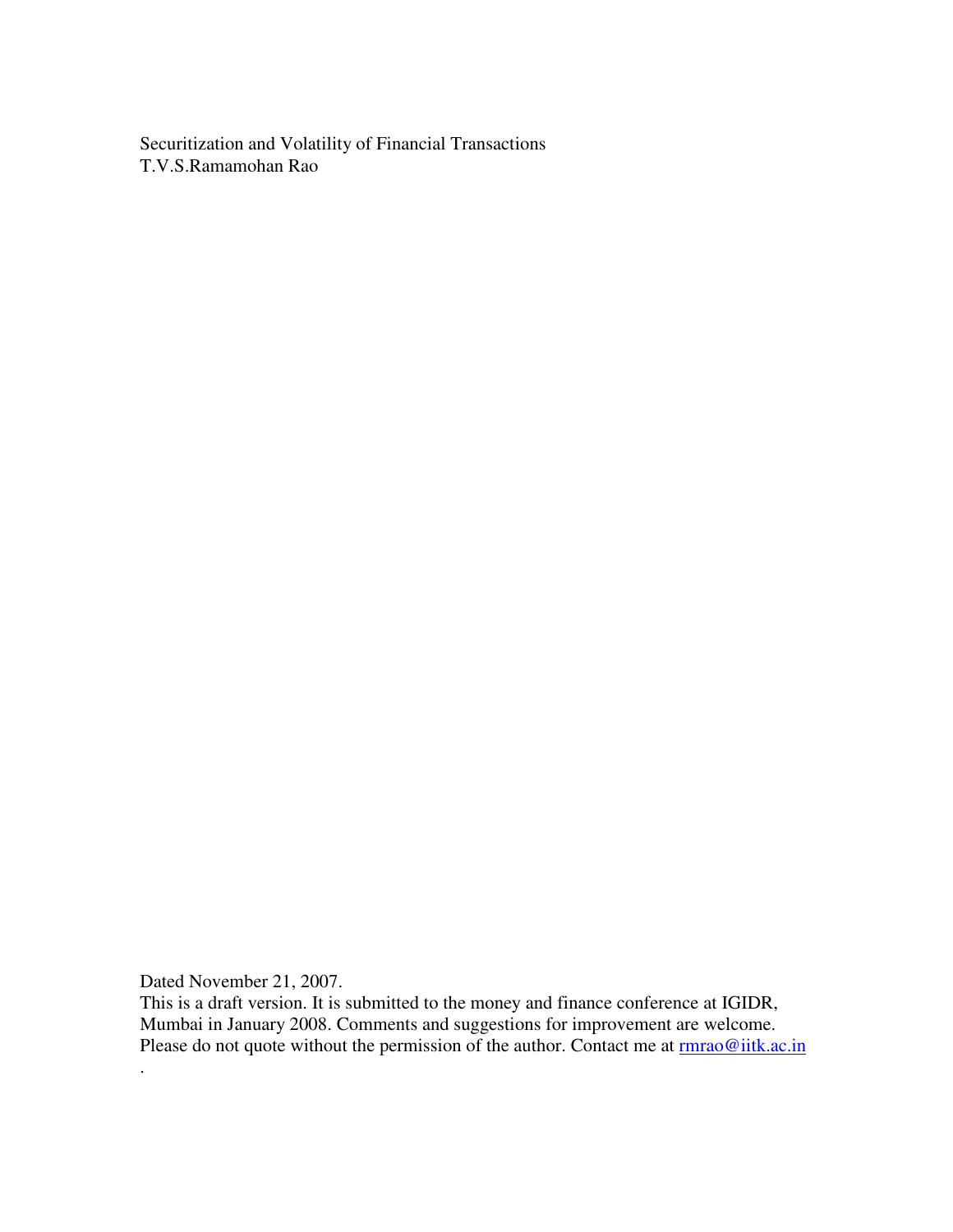Securitization and Volatility of Financial Transactions
T.V.S.Ramamohan Rao

Dated November 21, 2007.
This is a draft version. It is submitted to the money and finance conference at IGIDR, Mumbai in January 2008. Comments and suggestions for improvement are welcome. Please do not quote without the permission of the author. Contact me at rmrao@iitk.ac.in
.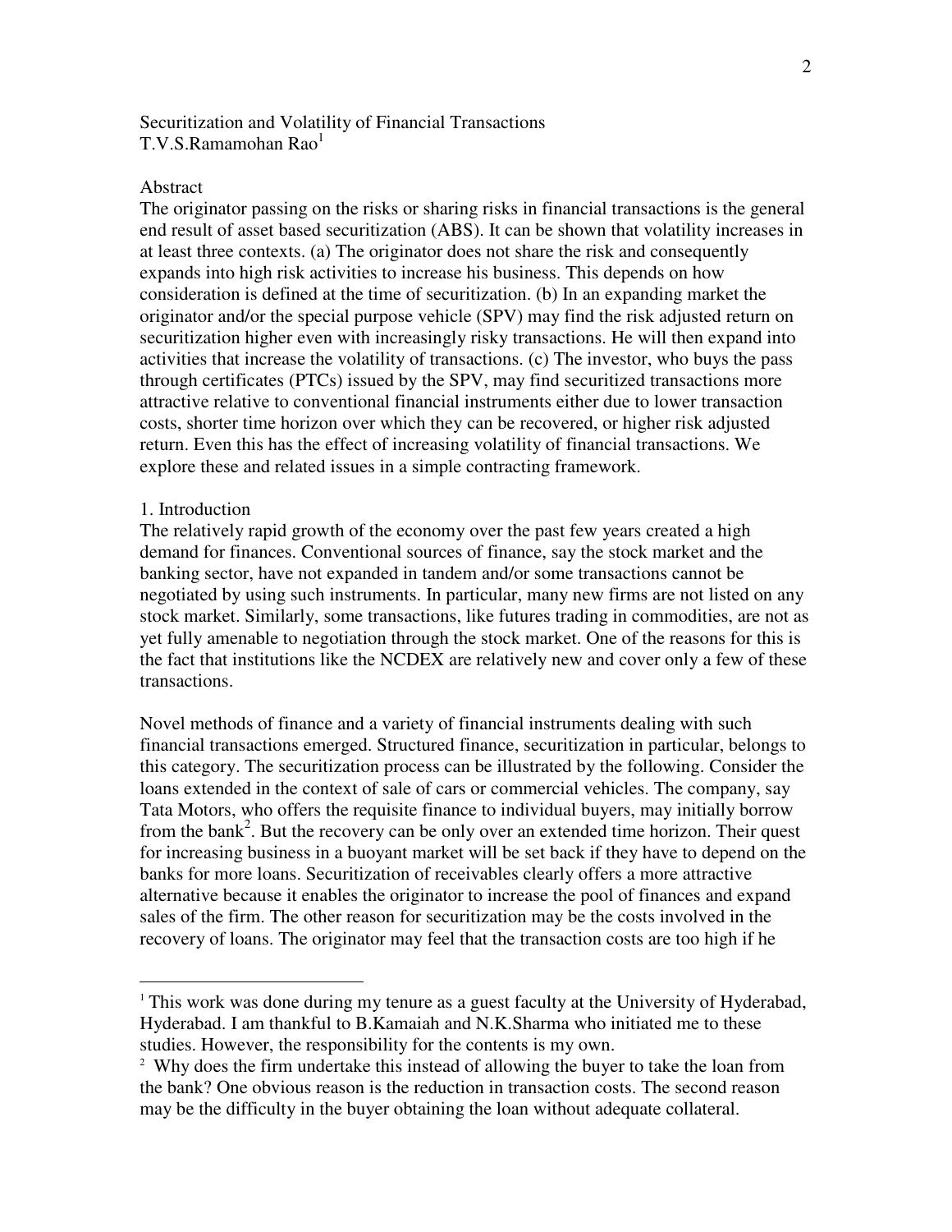# Securitization and Volatility of Financial Transactions

T.V.S.Ramamohan Rao[1]

## Abstract

The originator passing on the risks or sharing risks in financial transactions is the general end result of asset based securitization (ABS). It can be shown that volatility increases in at least three contexts. (a) The originator does not share the risk and consequently expands into high risk activities to increase his business. This depends on how consideration is defined at the time of securitization. (b) In an expanding market the originator and/or the special purpose vehicle (SPV) may find the risk adjusted return on securitization higher even with increasingly risky transactions. He will then expand into activities that increase the volatility of transactions. (c) The investor, who buys the pass through certificates (PTCs) issued by the SPV, may find securitized transactions more attractive relative to conventional financial instruments either due to lower transaction costs, shorter time horizon over which they can be recovered, or higher risk adjusted return. Even this has the effect of increasing volatility of financial transactions. We explore these and related issues in a simple contracting framework.

## 1. Introduction

The relatively rapid growth of the economy over the past few years created a high demand for finances. Conventional sources of finance, say the stock market and the banking sector, have not expanded in tandem and/or some transactions cannot be negotiated by using such instruments. In particular, many new firms are not listed on any stock market. Similarly, some transactions, like futures trading in commodities, are not as yet fully amenable to negotiation through the stock market. One of the reasons for this is the fact that institutions like the NCDEX are relatively new and cover only a few of these transactions.

Novel methods of finance and a variety of financial instruments dealing with such financial transactions emerged. Structured finance, securitization in particular, belongs to this category. The securitization process can be illustrated by the following. Consider the loans extended in the context of sale of cars or commercial vehicles. The company, say Tata Motors, who offers the requisite finance to individual buyers, may initially borrow from the bank[2]. But the recovery can be only over an extended time horizon. Their quest for increasing business in a buoyant market will be set back if they have to depend on the banks for more loans. Securitization of receivables clearly offers a more attractive alternative because it enables the originator to increase the pool of finances and expand sales of the firm. The other reason for securitization may be the costs involved in the recovery of loans. The originator may feel that the transaction costs are too high if he

---

[1] This work was done during my tenure as a guest faculty at the University of Hyderabad, Hyderabad. I am thankful to B.Kamaiah and N.K.Sharma who initiated me to these studies. However, the responsibility for the contents is my own.

[2] Why does the firm undertake this instead of allowing the buyer to take the loan from the bank? One obvious reason is the reduction in transaction costs. The second reason may be the difficulty in the buyer obtaining the loan without adequate collateral.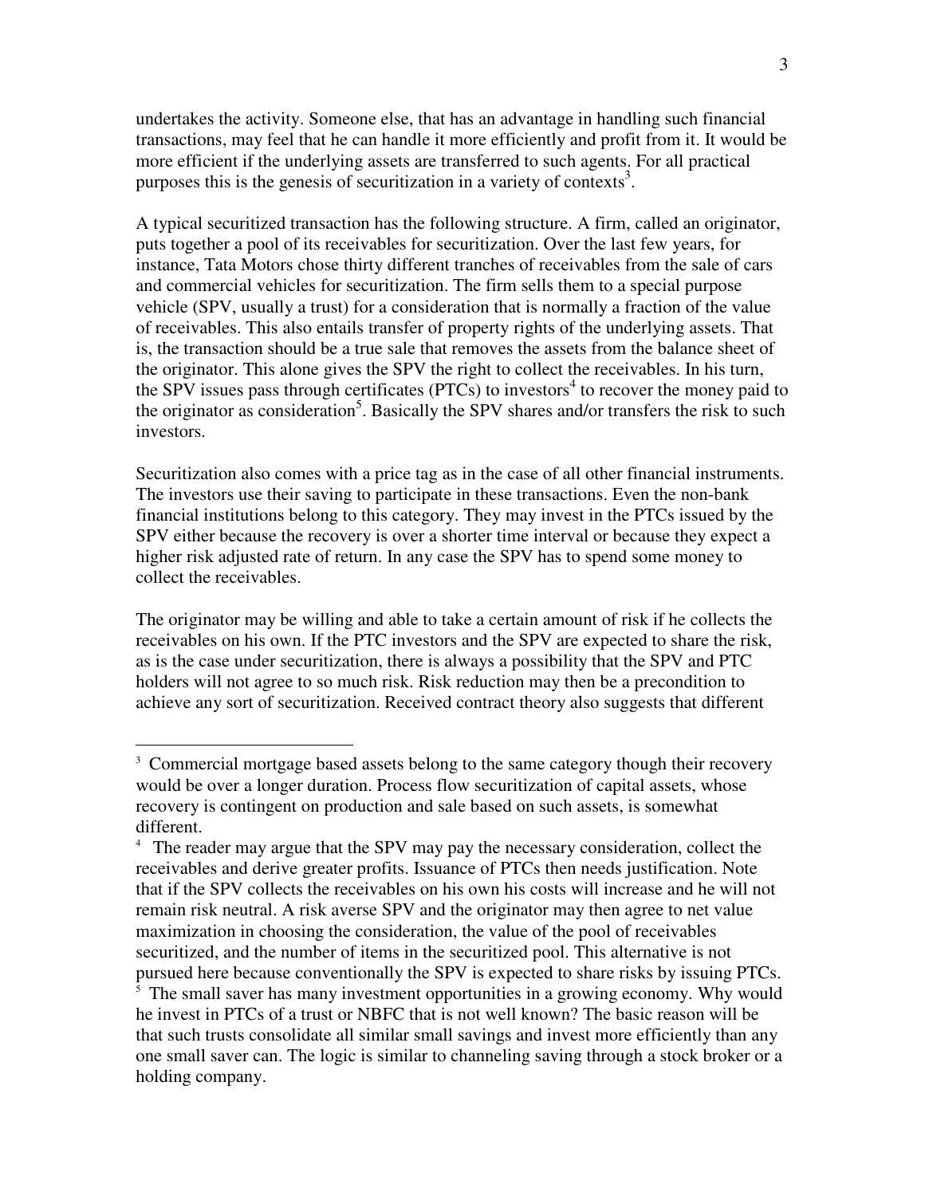undertakes the activity. Someone else, that has an advantage in handling such financial transactions, may feel that he can handle it more efficiently and profit from it. It would be more efficient if the underlying assets are transferred to such agents. For all practical purposes this is the genesis of securitization in a variety of contexts[3].

A typical securitized transaction has the following structure. A firm, called an originator, puts together a pool of its receivables for securitization. Over the last few years, for instance, Tata Motors chose thirty different tranches of receivables from the sale of cars and commercial vehicles for securitization. The firm sells them to a special purpose vehicle (SPV, usually a trust) for a consideration that is normally a fraction of the value of receivables. This also entails transfer of property rights of the underlying assets. That is, the transaction should be a true sale that removes the assets from the balance sheet of the originator. This alone gives the SPV the right to collect the receivables. In his turn, the SPV issues pass through certificates (PTCs) to investors[4] to recover the money paid to the originator as consideration[5]. Basically the SPV shares and/or transfers the risk to such investors.

Securitization also comes with a price tag as in the case of all other financial instruments. The investors use their saving to participate in these transactions. Even the non-bank financial institutions belong to this category. They may invest in the PTCs issued by the SPV either because the recovery is over a shorter time interval or because they expect a higher risk adjusted rate of return. In any case the SPV has to spend some money to collect the receivables.

The originator may be willing and able to take a certain amount of risk if he collects the receivables on his own. If the PTC investors and the SPV are expected to share the risk, as is the case under securitization, there is always a possibility that the SPV and PTC holders will not agree to so much risk. Risk reduction may then be a precondition to achieve any sort of securitization. Received contract theory also suggests that different

---

[3] Commercial mortgage based assets belong to the same category though their recovery would be over a longer duration. Process flow securitization of capital assets, whose recovery is contingent on production and sale based on such assets, is somewhat different.

[4] The reader may argue that the SPV may pay the necessary consideration, collect the receivables and derive greater profits. Issuance of PTCs then needs justification. Note that if the SPV collects the receivables on his own his costs will increase and he will not remain risk neutral. A risk averse SPV and the originator may then agree to net value maximization in choosing the consideration, the value of the pool of receivables securitized, and the number of items in the securitized pool. This alternative is not pursued here because conventionally the SPV is expected to share risks by issuing PTCs.

[5] The small saver has many investment opportunities in a growing economy. Why would he invest in PTCs of a trust or NBFC that is not well known? The basic reason will be that such trusts consolidate all similar small savings and invest more efficiently than any one small saver can. The logic is similar to channeling saving through a stock broker or a holding company.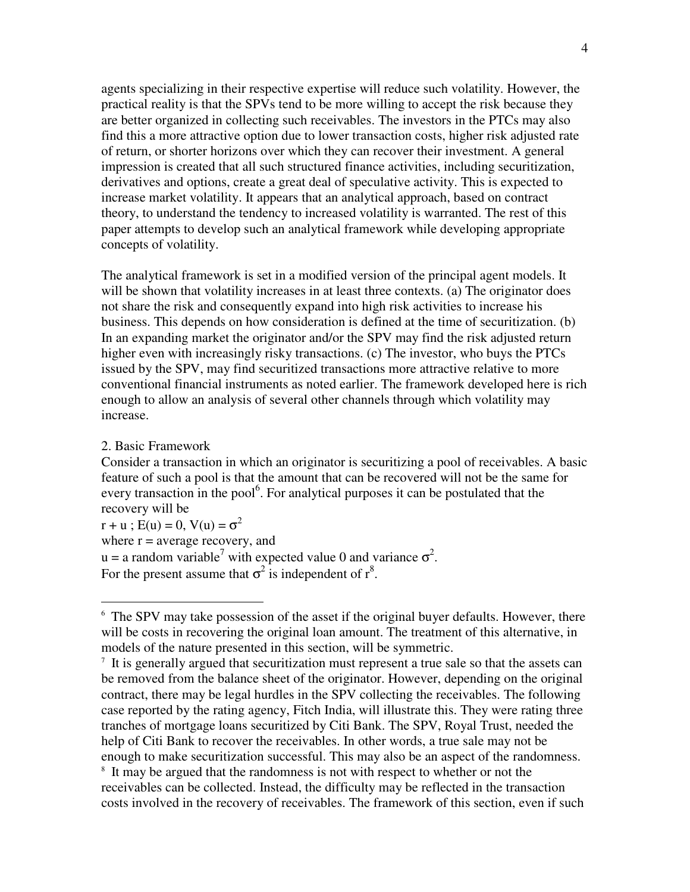agents specializing in their respective expertise will reduce such volatility. However, the practical reality is that the SPVs tend to be more willing to accept the risk because they are better organized in collecting such receivables. The investors in the PTCs may also find this a more attractive option due to lower transaction costs, higher risk adjusted rate of return, or shorter horizons over which they can recover their investment. A general impression is created that all such structured finance activities, including securitization, derivatives and options, create a great deal of speculative activity. This is expected to increase market volatility. It appears that an analytical approach, based on contract theory, to understand the tendency to increased volatility is warranted. The rest of this paper attempts to develop such an analytical framework while developing appropriate concepts of volatility.

The analytical framework is set in a modified version of the principal agent models. It will be shown that volatility increases in at least three contexts. (a) The originator does not share the risk and consequently expand into high risk activities to increase his business. This depends on how consideration is defined at the time of securitization. (b) In an expanding market the originator and/or the SPV may find the risk adjusted return higher even with increasingly risky transactions. (c) The investor, who buys the PTCs issued by the SPV, may find securitized transactions more attractive relative to more conventional financial instruments as noted earlier. The framework developed here is rich enough to allow an analysis of several other channels through which volatility may increase.

## 2. Basic Framework

Consider a transaction in which an originator is securitizing a pool of receivables. A basic feature of such a pool is that the amount that can be recovered will not be the same for every transaction in the pool[6]. For analytical purposes it can be postulated that the recovery will be

$r + u$ ; $E(u) = 0$, $V(u) = \sigma^2$

where $r$ = average recovery, and

$u$ = a random variable[7] with expected value 0 and variance $\sigma^2$.

For the present assume that $\sigma^2$ is independent of $r$[8].

---

[6] The SPV may take possession of the asset if the original buyer defaults. However, there will be costs in recovering the original loan amount. The treatment of this alternative, in models of the nature presented in this section, will be symmetric.

[7] It is generally argued that securitization must represent a true sale so that the assets can be removed from the balance sheet of the originator. However, depending on the original contract, there may be legal hurdles in the SPV collecting the receivables. The following case reported by the rating agency, Fitch India, will illustrate this. They were rating three tranches of mortgage loans securitized by Citi Bank. The SPV, Royal Trust, needed the help of Citi Bank to recover the receivables. In other words, a true sale may not be enough to make securitization successful. This may also be an aspect of the randomness.

[8] It may be argued that the randomness is not with respect to whether or not the receivables can be collected. Instead, the difficulty may be reflected in the transaction costs involved in the recovery of receivables. The framework of this section, even if such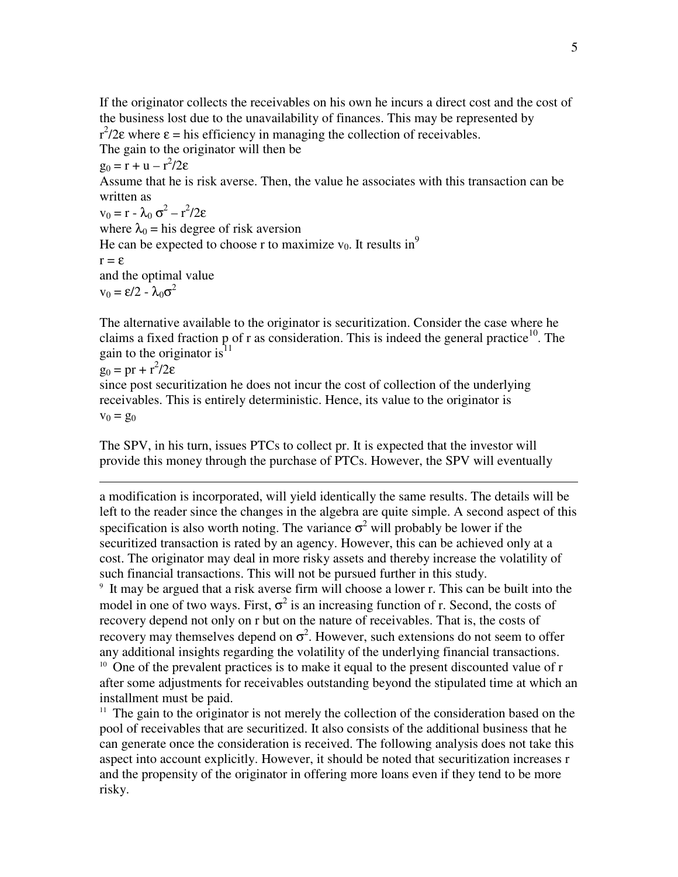If the originator collects the receivables on his own he incurs a direct cost and the cost of the business lost due to the unavailability of finances. This may be represented by $r^2/2\varepsilon$ where $\varepsilon$ = his efficiency in managing the collection of receivables.
The gain to the originator will then be

$$g_0 = r + u - r^2/2\varepsilon$$

Assume that he is risk averse. Then, the value he associates with this transaction can be written as

$$v_0 = r - \lambda_0 \sigma^2 - r^2/2\varepsilon$$

where $\lambda_0$ = his degree of risk aversion
He can be expected to choose r to maximize $v_0$. It results in[9]

$$r = \varepsilon$$

and the optimal value

$$v_0 = \varepsilon/2 - \lambda_0\sigma^2$$

The alternative available to the originator is securitization. Consider the case where he claims a fixed fraction p of r as consideration. This is indeed the general practice[10]. The gain to the originator is[11]

$$g_0 = pr + r^2/2\varepsilon$$

since post securitization he does not incur the cost of collection of the underlying receivables. This is entirely deterministic. Hence, its value to the originator is

$$v_0 = g_0$$

The SPV, in his turn, issues PTCs to collect pr. It is expected that the investor will provide this money through the purchase of PTCs. However, the SPV will eventually

---

a modification is incorporated, will yield identically the same results. The details will be left to the reader since the changes in the algebra are quite simple. A second aspect of this specification is also worth noting. The variance $\sigma^2$ will probably be lower if the securitized transaction is rated by an agency. However, this can be achieved only at a cost. The originator may deal in more risky assets and thereby increase the volatility of such financial transactions. This will not be pursued further in this study.

[9] It may be argued that a risk averse firm will choose a lower r. This can be built into the model in one of two ways. First, $\sigma^2$ is an increasing function of r. Second, the costs of recovery depend not only on r but on the nature of receivables. That is, the costs of recovery may themselves depend on $\sigma^2$. However, such extensions do not seem to offer any additional insights regarding the volatility of the underlying financial transactions.

[10] One of the prevalent practices is to make it equal to the present discounted value of r after some adjustments for receivables outstanding beyond the stipulated time at which an installment must be paid.

[11] The gain to the originator is not merely the collection of the consideration based on the pool of receivables that are securitized. It also consists of the additional business that he can generate once the consideration is received. The following analysis does not take this aspect into account explicitly. However, it should be noted that securitization increases r and the propensity of the originator in offering more loans even if they tend to be more risky.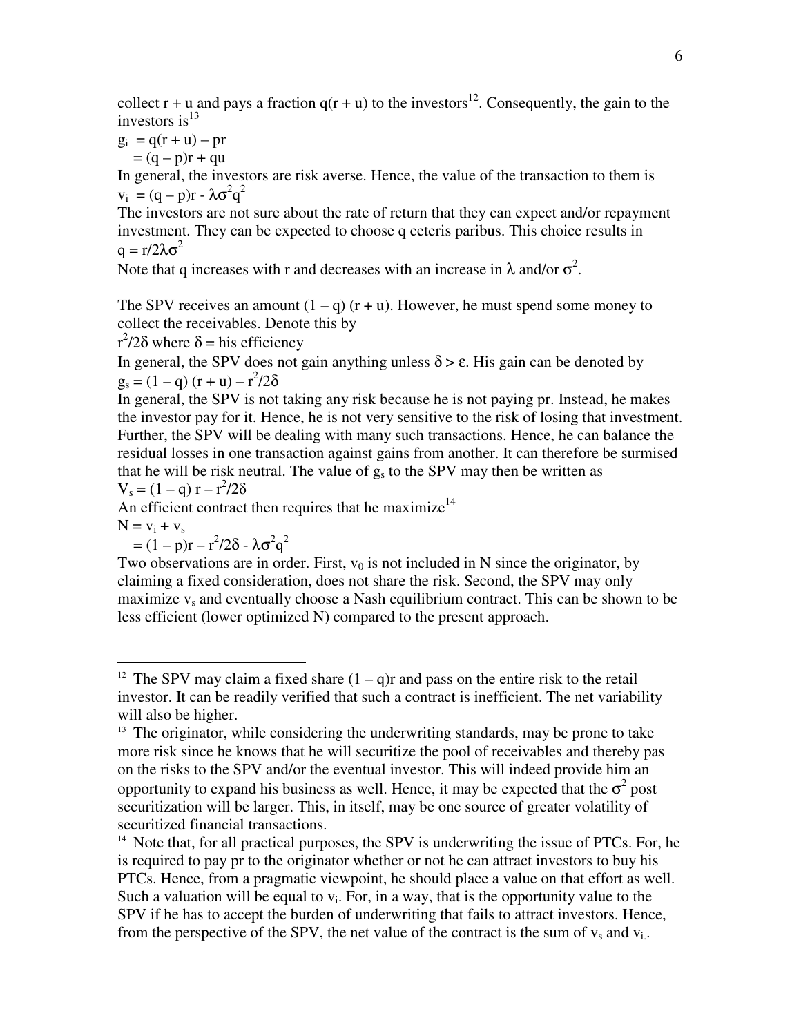collect r + u and pays a fraction $q(r + u)$ to the investors[12]. Consequently, the gain to the investors is[13]

$$g_i = q(r + u) - pr$$
$$= (q - p)r + qu$$

In general, the investors are risk averse. Hence, the value of the transaction to them is

$$v_i = (q - p)r - \lambda\sigma^2 q^2$$

The investors are not sure about the rate of return that they can expect and/or repayment investment. They can be expected to choose q ceteris paribus. This choice results in

$$q = r/2\lambda\sigma^2$$

Note that q increases with r and decreases with an increase in $\lambda$ and/or $\sigma^2$.

The SPV receives an amount $(1 - q)(r + u)$. However, he must spend some money to collect the receivables. Denote this by

$r^2/2\delta$ where $\delta$ = his efficiency

In general, the SPV does not gain anything unless $\delta > \varepsilon$. His gain can be denoted by

$$g_s = (1 - q)(r + u) - r^2/2\delta$$

In general, the SPV is not taking any risk because he is not paying pr. Instead, he makes the investor pay for it. Hence, he is not very sensitive to the risk of losing that investment. Further, the SPV will be dealing with many such transactions. Hence, he can balance the residual losses in one transaction against gains from another. It can therefore be surmised that he will be risk neutral. The value of $g_s$ to the SPV may then be written as

$$V_s = (1 - q)r - r^2/2\delta$$

An efficient contract then requires that he maximize[14]

$$N = v_i + v_s$$
$$= (1 - p)r - r^2/2\delta - \lambda\sigma^2 q^2$$

Two observations are in order. First, $v_0$ is not included in N since the originator, by claiming a fixed consideration, does not share the risk. Second, the SPV may only maximize $v_s$ and eventually choose a Nash equilibrium contract. This can be shown to be less efficient (lower optimized N) compared to the present approach.

---

[12] The SPV may claim a fixed share $(1 - q)r$ and pass on the entire risk to the retail investor. It can be readily verified that such a contract is inefficient. The net variability will also be higher.

[13] The originator, while considering the underwriting standards, may be prone to take more risk since he knows that he will securitize the pool of receivables and thereby pas on the risks to the SPV and/or the eventual investor. This will indeed provide him an opportunity to expand his business as well. Hence, it may be expected that the $\sigma^2$ post securitization will be larger. This, in itself, may be one source of greater volatility of securitized financial transactions.

[14] Note that, for all practical purposes, the SPV is underwriting the issue of PTCs. For, he is required to pay pr to the originator whether or not he can attract investors to buy his PTCs. Hence, from a pragmatic viewpoint, he should place a value on that effort as well. Such a valuation will be equal to $v_i$. For, in a way, that is the opportunity value to the SPV if he has to accept the burden of underwriting that fails to attract investors. Hence, from the perspective of the SPV, the net value of the contract is the sum of $v_s$ and $v_i$.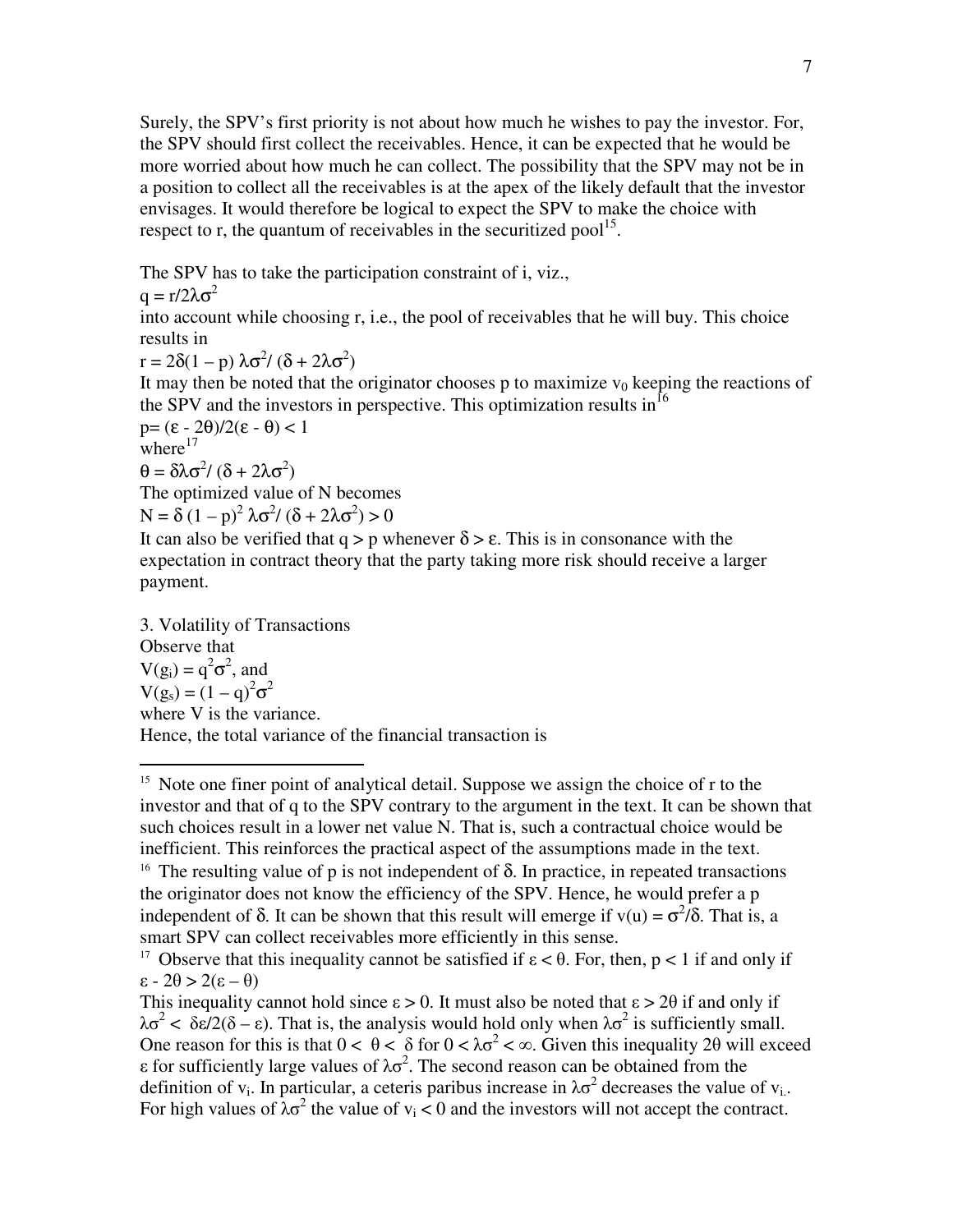Surely, the SPV's first priority is not about how much he wishes to pay the investor. For, the SPV should first collect the receivables. Hence, it can be expected that he would be more worried about how much he can collect. The possibility that the SPV may not be in a position to collect all the receivables is at the apex of the likely default that the investor envisages. It would therefore be logical to expect the SPV to make the choice with respect to r, the quantum of receivables in the securitized pool[15].

The SPV has to take the participation constraint of i, viz.,

$q = r/2\lambda\sigma^2$

into account while choosing r, i.e., the pool of receivables that he will buy. This choice results in

$r = 2\delta(1 - p)\,\lambda\sigma^2/(\delta + 2\lambda\sigma^2)$

It may then be noted that the originator chooses p to maximize $v_0$ keeping the reactions of the SPV and the investors in perspective. This optimization results in[16]

$p = (\varepsilon - 2\theta)/2(\varepsilon - \theta) < 1$

where[17]

$\theta = \delta\lambda\sigma^2/(\delta + 2\lambda\sigma^2)$

The optimized value of N becomes

$N = \delta(1 - p)^2\,\lambda\sigma^2/(\delta + 2\lambda\sigma^2) > 0$

It can also be verified that $q > p$ whenever $\delta > \varepsilon$. This is in consonance with the expectation in contract theory that the party taking more risk should receive a larger payment.

## 3. Volatility of Transactions

Observe that

$V(g_i) = q^2\sigma^2$, and

$V(g_s) = (1 - q)^2\sigma^2$

where V is the variance.

Hence, the total variance of the financial transaction is

---

[15] Note one finer point of analytical detail. Suppose we assign the choice of r to the investor and that of q to the SPV contrary to the argument in the text. It can be shown that such choices result in a lower net value N. That is, such a contractual choice would be inefficient. This reinforces the practical aspect of the assumptions made in the text.

[16] The resulting value of p is not independent of δ. In practice, in repeated transactions the originator does not know the efficiency of the SPV. Hence, he would prefer a p independent of δ. It can be shown that this result will emerge if $v(u) = \sigma^2/\delta$. That is, a smart SPV can collect receivables more efficiently in this sense.

[17] Observe that this inequality cannot be satisfied if $\varepsilon < \theta$. For, then, $p < 1$ if and only if $\varepsilon - 2\theta > 2(\varepsilon - \theta)$

This inequality cannot hold since $\varepsilon > 0$. It must also be noted that $\varepsilon > 2\theta$ if and only if $\lambda\sigma^2 < \delta\varepsilon/2(\delta - \varepsilon)$. That is, the analysis would hold only when $\lambda\sigma^2$ is sufficiently small. One reason for this is that $0 < \theta < \delta$ for $0 < \lambda\sigma^2 < \infty$. Given this inequality $2\theta$ will exceed $\varepsilon$ for sufficiently large values of $\lambda\sigma^2$. The second reason can be obtained from the definition of $v_i$. In particular, a ceteris paribus increase in $\lambda\sigma^2$ decreases the value of $v_i$. For high values of $\lambda\sigma^2$ the value of $v_i < 0$ and the investors will not accept the contract.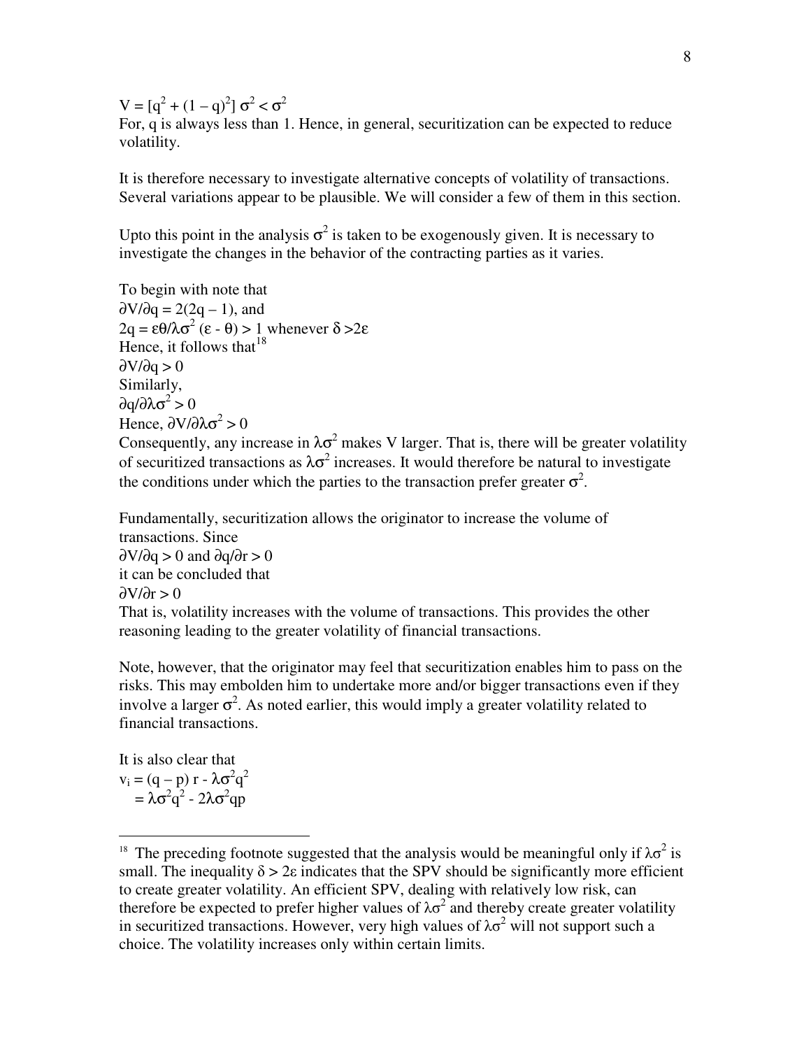$V = [q^2 + (1 - q)^2]\, \sigma^2 < \sigma^2$

For, q is always less than 1. Hence, in general, securitization can be expected to reduce volatility.

It is therefore necessary to investigate alternative concepts of volatility of transactions. Several variations appear to be plausible. We will consider a few of them in this section.

Upto this point in the analysis $\sigma^2$ is taken to be exogenously given. It is necessary to investigate the changes in the behavior of the contracting parties as it varies.

To begin with note that

$\partial V/\partial q = 2(2q - 1)$, and

$2q = \varepsilon\theta/\lambda\sigma^2\, (\varepsilon - \theta) > 1$ whenever $\delta > 2\varepsilon$

Hence, it follows that[18]

$\partial V/\partial q > 0$

Similarly,

$\partial q/\partial \lambda\sigma^2 > 0$

Hence, $\partial V/\partial \lambda\sigma^2 > 0$

Consequently, any increase in $\lambda\sigma^2$ makes V larger. That is, there will be greater volatility of securitized transactions as $\lambda\sigma^2$ increases. It would therefore be natural to investigate the conditions under which the parties to the transaction prefer greater $\sigma^2$.

Fundamentally, securitization allows the originator to increase the volume of transactions. Since

$\partial V/\partial q > 0$ and $\partial q/\partial r > 0$

it can be concluded that

$\partial V/\partial r > 0$

That is, volatility increases with the volume of transactions. This provides the other reasoning leading to the greater volatility of financial transactions.

Note, however, that the originator may feel that securitization enables him to pass on the risks. This may embolden him to undertake more and/or bigger transactions even if they involve a larger $\sigma^2$. As noted earlier, this would imply a greater volatility related to financial transactions.

It is also clear that

$v_i = (q - p)\, r - \lambda\sigma^2 q^2$

$\quad = \lambda\sigma^2 q^2 - 2\lambda\sigma^2 qp$

---

[18] The preceding footnote suggested that the analysis would be meaningful only if $\lambda\sigma^2$ is small. The inequality $\delta > 2\varepsilon$ indicates that the SPV should be significantly more efficient to create greater volatility. An efficient SPV, dealing with relatively low risk, can therefore be expected to prefer higher values of $\lambda\sigma^2$ and thereby create greater volatility in securitized transactions. However, very high values of $\lambda\sigma^2$ will not support such a choice. The volatility increases only within certain limits.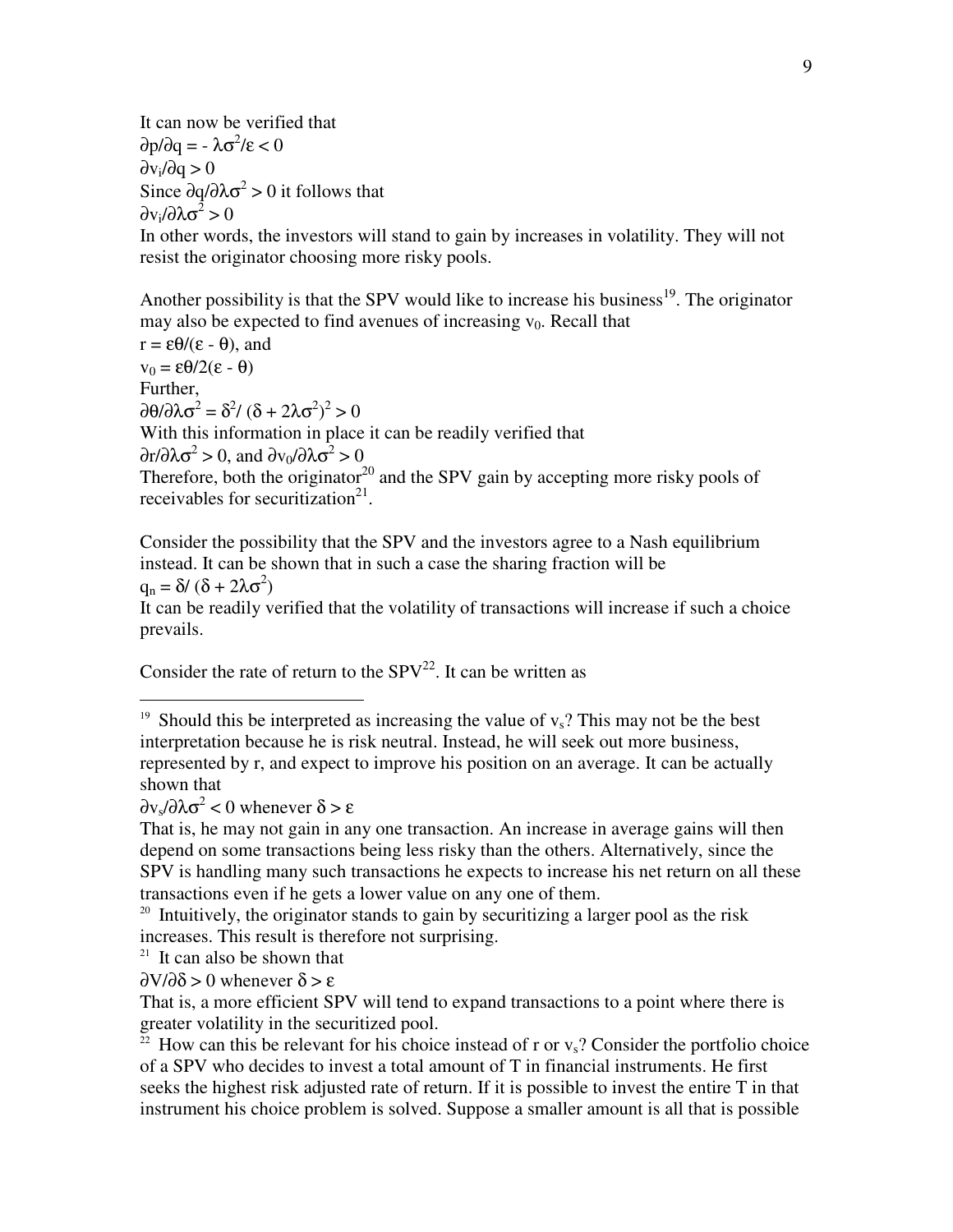It can now be verified that

$\partial p/\partial q = -\lambda\sigma^2/\varepsilon < 0$

$\partial v_i/\partial q > 0$

Since $\partial q/\partial\lambda\sigma^2 > 0$ it follows that

$\partial v_i/\partial\lambda\sigma^2 > 0$

In other words, the investors will stand to gain by increases in volatility. They will not resist the originator choosing more risky pools.

Another possibility is that the SPV would like to increase his business[19]. The originator may also be expected to find avenues of increasing $v_0$. Recall that

$r = \varepsilon\theta/(\varepsilon - \theta)$, and

$v_0 = \varepsilon\theta/2(\varepsilon - \theta)$

Further,

$\partial\theta/\partial\lambda\sigma^2 = \delta^2/(\delta + 2\lambda\sigma^2)^2 > 0$

With this information in place it can be readily verified that

$\partial r/\partial\lambda\sigma^2 > 0$, and $\partial v_0/\partial\lambda\sigma^2 > 0$

Therefore, both the originator[20] and the SPV gain by accepting more risky pools of receivables for securitization[21].

Consider the possibility that the SPV and the investors agree to a Nash equilibrium instead. It can be shown that in such a case the sharing fraction will be

$q_n = \delta/(\delta + 2\lambda\sigma^2)$

It can be readily verified that the volatility of transactions will increase if such a choice prevails.

Consider the rate of return to the SPV[22]. It can be written as

---

[19] Should this be interpreted as increasing the value of $v_s$? This may not be the best interpretation because he is risk neutral. Instead, he will seek out more business, represented by r, and expect to improve his position on an average. It can be actually shown that

$\partial v_s/\partial\lambda\sigma^2 < 0$ whenever $\delta > \varepsilon$

That is, he may not gain in any one transaction. An increase in average gains will then depend on some transactions being less risky than the others. Alternatively, since the SPV is handling many such transactions he expects to increase his net return on all these transactions even if he gets a lower value on any one of them.

[20] Intuitively, the originator stands to gain by securitizing a larger pool as the risk increases. This result is therefore not surprising.

[21] It can also be shown that

$\partial V/\partial\delta > 0$ whenever $\delta > \varepsilon$

That is, a more efficient SPV will tend to expand transactions to a point where there is greater volatility in the securitized pool.

[22] How can this be relevant for his choice instead of r or $v_s$? Consider the portfolio choice of a SPV who decides to invest a total amount of T in financial instruments. He first seeks the highest risk adjusted rate of return. If it is possible to invest the entire T in that instrument his choice problem is solved. Suppose a smaller amount is all that is possible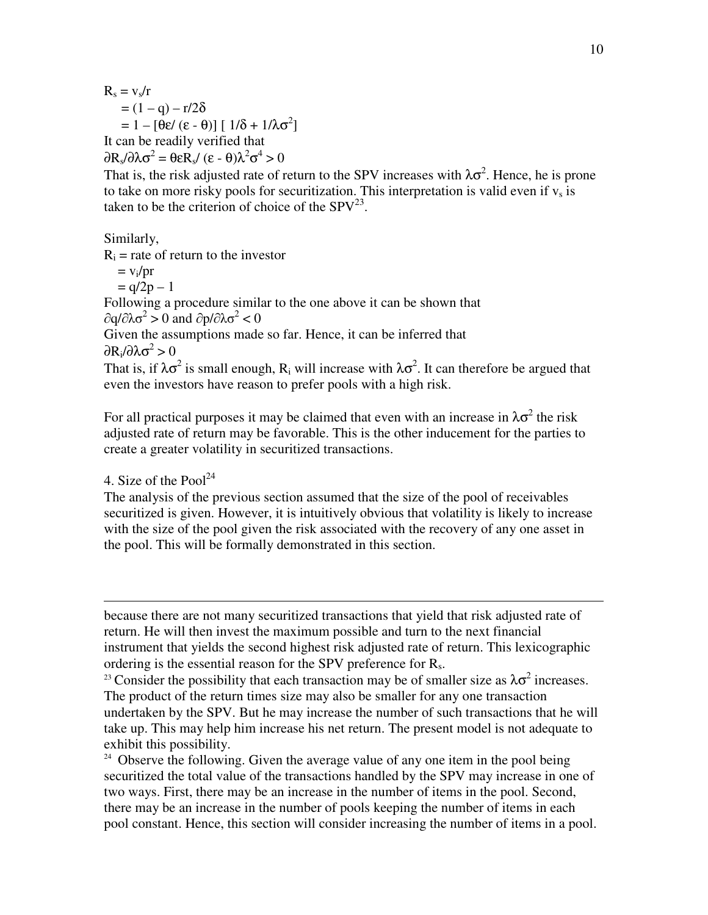$R_s = v_s/r$

$\quad = (1 - q) - r/2\delta$

$\quad = 1 - [\theta\varepsilon/ (\varepsilon - \theta)] \, [\, 1/\delta + 1/\lambda\sigma^2]$

It can be readily verified that

$\partial R_s/\partial \lambda\sigma^2 = \theta\varepsilon R_s/ (\varepsilon - \theta)\lambda^2\sigma^4 > 0$

That is, the risk adjusted rate of return to the SPV increases with $\lambda\sigma^2$. Hence, he is prone to take on more risky pools for securitization. This interpretation is valid even if $v_s$ is taken to be the criterion of choice of the SPV[23].

Similarly,

$R_i$ = rate of return to the investor

$\quad = v_i/pr$

$\quad = q/2p - 1$

Following a procedure similar to the one above it can be shown that

$\partial q/\partial \lambda\sigma^2 > 0$ and $\partial p/\partial \lambda\sigma^2 < 0$

Given the assumptions made so far. Hence, it can be inferred that

$\partial R_i/\partial \lambda\sigma^2 > 0$

That is, if $\lambda\sigma^2$ is small enough, $R_i$ will increase with $\lambda\sigma^2$. It can therefore be argued that even the investors have reason to prefer pools with a high risk.

For all practical purposes it may be claimed that even with an increase in $\lambda\sigma^2$ the risk adjusted rate of return may be favorable. This is the other inducement for the parties to create a greater volatility in securitized transactions.

## 4. Size of the Pool[24]

The analysis of the previous section assumed that the size of the pool of receivables securitized is given. However, it is intuitively obvious that volatility is likely to increase with the size of the pool given the risk associated with the recovery of any one asset in the pool. This will be formally demonstrated in this section.

---

because there are not many securitized transactions that yield that risk adjusted rate of return. He will then invest the maximum possible and turn to the next financial instrument that yields the second highest risk adjusted rate of return. This lexicographic ordering is the essential reason for the SPV preference for $R_s$.

[23] Consider the possibility that each transaction may be of smaller size as $\lambda\sigma^2$ increases. The product of the return times size may also be smaller for any one transaction undertaken by the SPV. But he may increase the number of such transactions that he will take up. This may help him increase his net return. The present model is not adequate to exhibit this possibility.

[24] Observe the following. Given the average value of any one item in the pool being securitized the total value of the transactions handled by the SPV may increase in one of two ways. First, there may be an increase in the number of items in the pool. Second, there may be an increase in the number of pools keeping the number of items in each pool constant. Hence, this section will consider increasing the number of items in a pool.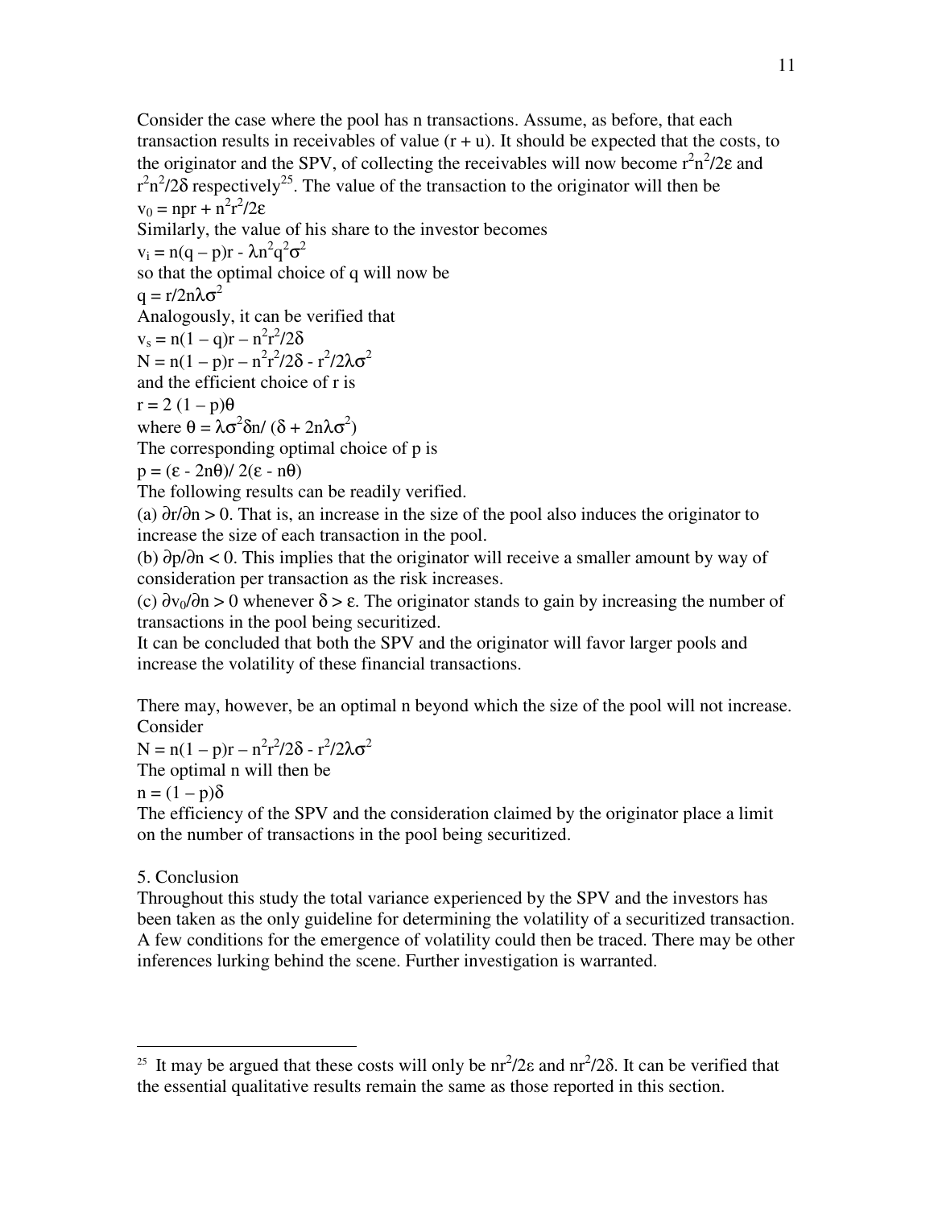Consider the case where the pool has n transactions. Assume, as before, that each transaction results in receivables of value $(r + u)$. It should be expected that the costs, to the originator and the SPV, of collecting the receivables will now become $r^2n^2/2\varepsilon$ and $r^2n^2/2\delta$ respectively[25]. The value of the transaction to the originator will then be

$$v_0 = npr + n^2r^2/2\varepsilon$$

Similarly, the value of his share to the investor becomes

$$v_i = n(q - p)r - \lambda n^2q^2\sigma^2$$

so that the optimal choice of q will now be

$$q = r/2n\lambda\sigma^2$$

Analogously, it can be verified that

$$v_s = n(1 - q)r - n^2r^2/2\delta$$

$$N = n(1 - p)r - n^2r^2/2\delta - r^2/2\lambda\sigma^2$$

and the efficient choice of r is

$$r = 2\,(1 - p)\theta$$

where $\theta = \lambda\sigma^2\delta n/\,(\delta + 2n\lambda\sigma^2)$

The corresponding optimal choice of p is

$$p = (\varepsilon - 2n\theta)/\,2(\varepsilon - n\theta)$$

The following results can be readily verified.

(a) $\partial r/\partial n > 0$. That is, an increase in the size of the pool also induces the originator to increase the size of each transaction in the pool.

(b) $\partial p/\partial n < 0$. This implies that the originator will receive a smaller amount by way of consideration per transaction as the risk increases.

(c) $\partial v_0/\partial n > 0$ whenever $\delta > \varepsilon$. The originator stands to gain by increasing the number of transactions in the pool being securitized.

It can be concluded that both the SPV and the originator will favor larger pools and increase the volatility of these financial transactions.

There may, however, be an optimal n beyond which the size of the pool will not increase. Consider

$$N = n(1 - p)r - n^2r^2/2\delta - r^2/2\lambda\sigma^2$$

The optimal n will then be

$$n = (1 - p)\delta$$

The efficiency of the SPV and the consideration claimed by the originator place a limit on the number of transactions in the pool being securitized.

## 5. Conclusion

Throughout this study the total variance experienced by the SPV and the investors has been taken as the only guideline for determining the volatility of a securitized transaction. A few conditions for the emergence of volatility could then be traced. There may be other inferences lurking behind the scene. Further investigation is warranted.

---

[25] It may be argued that these costs will only be $nr^2/2\varepsilon$ and $nr^2/2\delta$. It can be verified that the essential qualitative results remain the same as those reported in this section.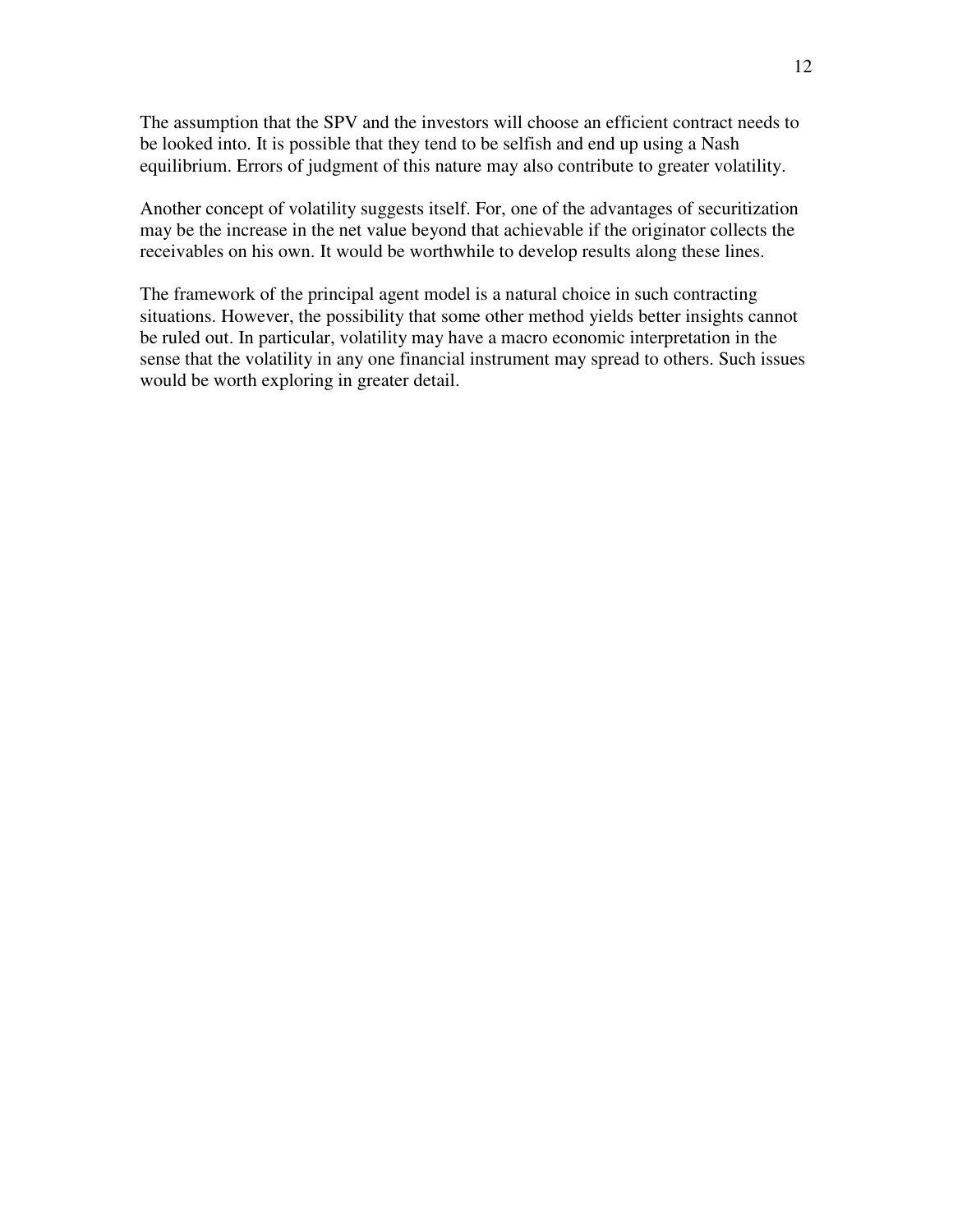The assumption that the SPV and the investors will choose an efficient contract needs to be looked into. It is possible that they tend to be selfish and end up using a Nash equilibrium. Errors of judgment of this nature may also contribute to greater volatility.

Another concept of volatility suggests itself. For, one of the advantages of securitization may be the increase in the net value beyond that achievable if the originator collects the receivables on his own. It would be worthwhile to develop results along these lines.

The framework of the principal agent model is a natural choice in such contracting situations. However, the possibility that some other method yields better insights cannot be ruled out. In particular, volatility may have a macro economic interpretation in the sense that the volatility in any one financial instrument may spread to others. Such issues would be worth exploring in greater detail.